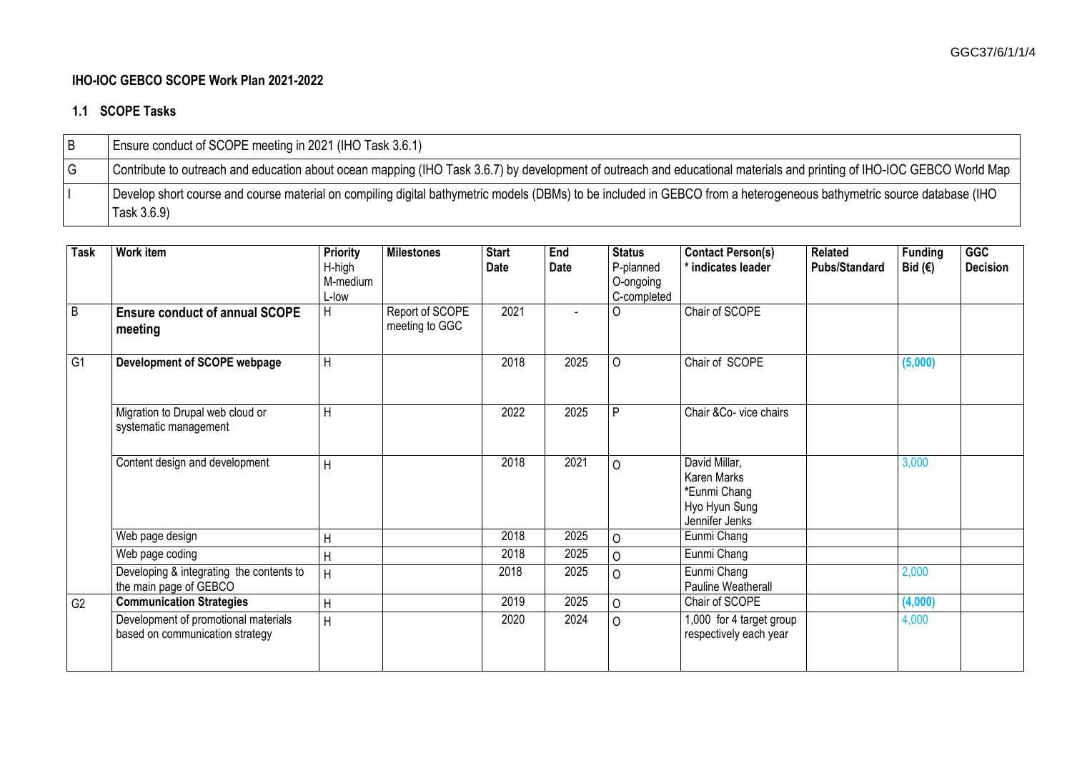GGC37/6/1/1/4

**IHO-IOC GEBCO SCOPE Work Plan 2021-2022**

## 1.1 SCOPE Tasks

| | |
|---|---|
| B | Ensure conduct of SCOPE meeting in 2021 (IHO Task 3.6.1) |
| G | Contribute to outreach and education about ocean mapping (IHO Task 3.6.7) by development of outreach and educational materials and printing of IHO-IOC GEBCO World Map |
| I | Develop short course and course material on compiling digital bathymetric models (DBMs) to be included in GEBCO from a heterogeneous bathymetric source database (IHO Task 3.6.9) |

| Task | Work item | Priority H-high M-medium L-low | Milestones | Start Date | End Date | Status P-planned O-ongoing C-completed | Contact Person(s) * indicates leader | Related Pubs/Standard | Funding Bid (€) | GGC Decision |
|---|---|---|---|---|---|---|---|---|---|---|
| B | **Ensure conduct of annual SCOPE meeting** | H | Report of SCOPE meeting to GGC | 2021 | - | O | Chair of SCOPE | | | |
| G1 | **Development of SCOPE webpage** | H | | 2018 | 2025 | O | Chair of SCOPE | | **(5,000)** | |
| | Migration to Drupal web cloud or systematic management | H | | 2022 | 2025 | P | Chair &Co- vice chairs | | | |
| | Content design and development | H | | 2018 | 2021 | O | David Millar, Karen Marks *Eunmi Chang Hyo Hyun Sung Jennifer Jenks | | 3,000 | |
| | Web page design | H | | 2018 | 2025 | O | Eunmi Chang | | | |
| | Web page coding | H | | 2018 | 2025 | O | Eunmi Chang | | | |
| | Developing & integrating the contents to the main page of GEBCO | H | | 2018 | 2025 | O | Eunmi Chang Pauline Weatherall | | 2,000 | |
| G2 | **Communication Strategies** | H | | 2019 | 2025 | O | Chair of SCOPE | | **(4,000)** | |
| | Development of promotional materials based on communication strategy | H | | 2020 | 2024 | O | 1,000 for 4 target group respectively each year | | 4,000 | |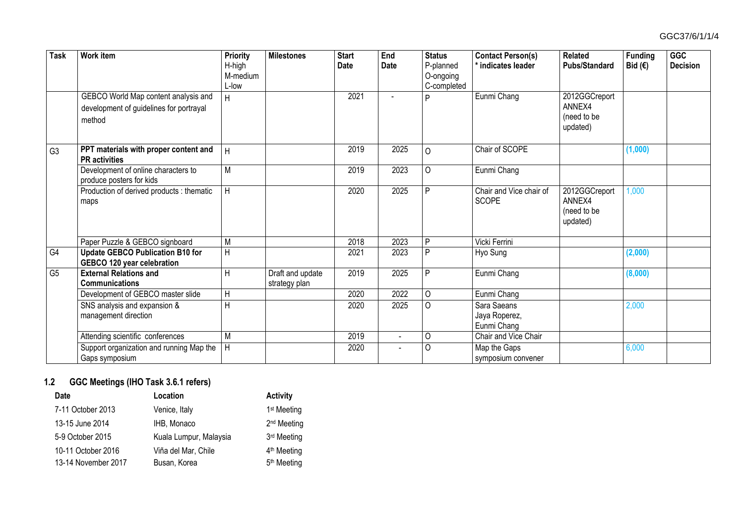| Task | Work item | Priority H-high M-medium L-low | Milestones | Start Date | End Date | Status P-planned O-ongoing C-completed | Contact Person(s) * indicates leader | Related Pubs/Standard | Funding Bid (€) | GGC Decision |
|---|---|---|---|---|---|---|---|---|---|---|
| | GEBCO World Map content analysis and development of guidelines for portrayal method | H | | 2021 | - | P | Eunmi Chang | 2012GGCreport ANNEX4 (need to be updated) | | |
| G3 | **PPT materials with proper content and PR activities** | H | | 2019 | 2025 | O | Chair of SCOPE | | **(1,000)** | |
| | Development of online characters to produce posters for kids | M | | 2019 | 2023 | O | Eunmi Chang | | | |
| | Production of derived products : thematic maps | H | | 2020 | 2025 | P | Chair and Vice chair of SCOPE | 2012GGCreport ANNEX4 (need to be updated) | 1,000 | |
| | Paper Puzzle & GEBCO signboard | M | | 2018 | 2023 | P | Vicki Ferrini | | | |
| G4 | **Update GEBCO Publication B10 for GEBCO 120 year celebration** | H | | 2021 | 2023 | P | Hyo Sung | | **(2,000)** | |
| G5 | **External Relations and Communications** | H | Draft and update strategy plan | 2019 | 2025 | P | Eunmi Chang | | **(8,000)** | |
| | Development of GEBCO master slide | H | | 2020 | 2022 | O | Eunmi Chang | | | |
| | SNS analysis and expansion & management direction | H | | 2020 | 2025 | O | Sara Saeans Jaya Roperez, Eunmi Chang | | 2,000 | |
| | Attending scientific conferences | M | | 2019 | - | O | Chair and Vice Chair | | | |
| | Support organization and running Map the Gaps symposium | H | | 2020 | - | O | Map the Gaps symposium convener | | 6,000 | |

## 1.2 GGC Meetings (IHO Task 3.6.1 refers)

| Date | Location | Activity |
|---|---|---|
| 7-11 October 2013 | Venice, Italy | 1st Meeting |
| 13-15 June 2014 | IHB, Monaco | 2nd Meeting |
| 5-9 October 2015 | Kuala Lumpur, Malaysia | 3rd Meeting |
| 10-11 October 2016 | Viña del Mar, Chile | 4th Meeting |
| 13-14 November 2017 | Busan, Korea | 5th Meeting |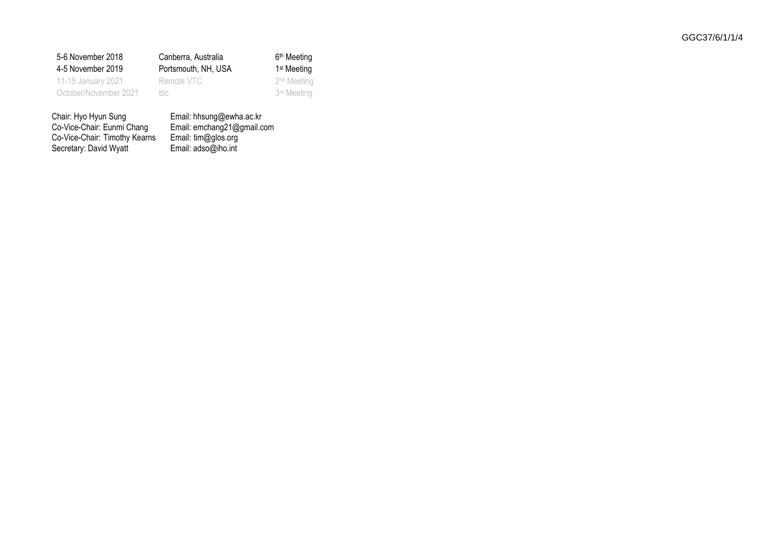| | | |
|---|---|---|
| 5-6 November 2018 | Canberra, Australia | 6th Meeting |
| 4-5 November 2019 | Portsmouth, NH, USA | 1st Meeting |
| 11-15 January 2021 | Remote VTC | 2nd Meeting |
| October/November 2021 | tbc | 3rd Meeting |

| | |
|---|---|
| Chair: Hyo Hyun Sung | Email: hhsung@ewha.ac.kr |
| Co-Vice-Chair: Eunmi Chang | Email: emchang21@gmail.com |
| Co-Vice-Chair: Timothy Kearns | Email: tim@glos.org |
| Secretary: David Wyatt | Email: adso@iho.int |